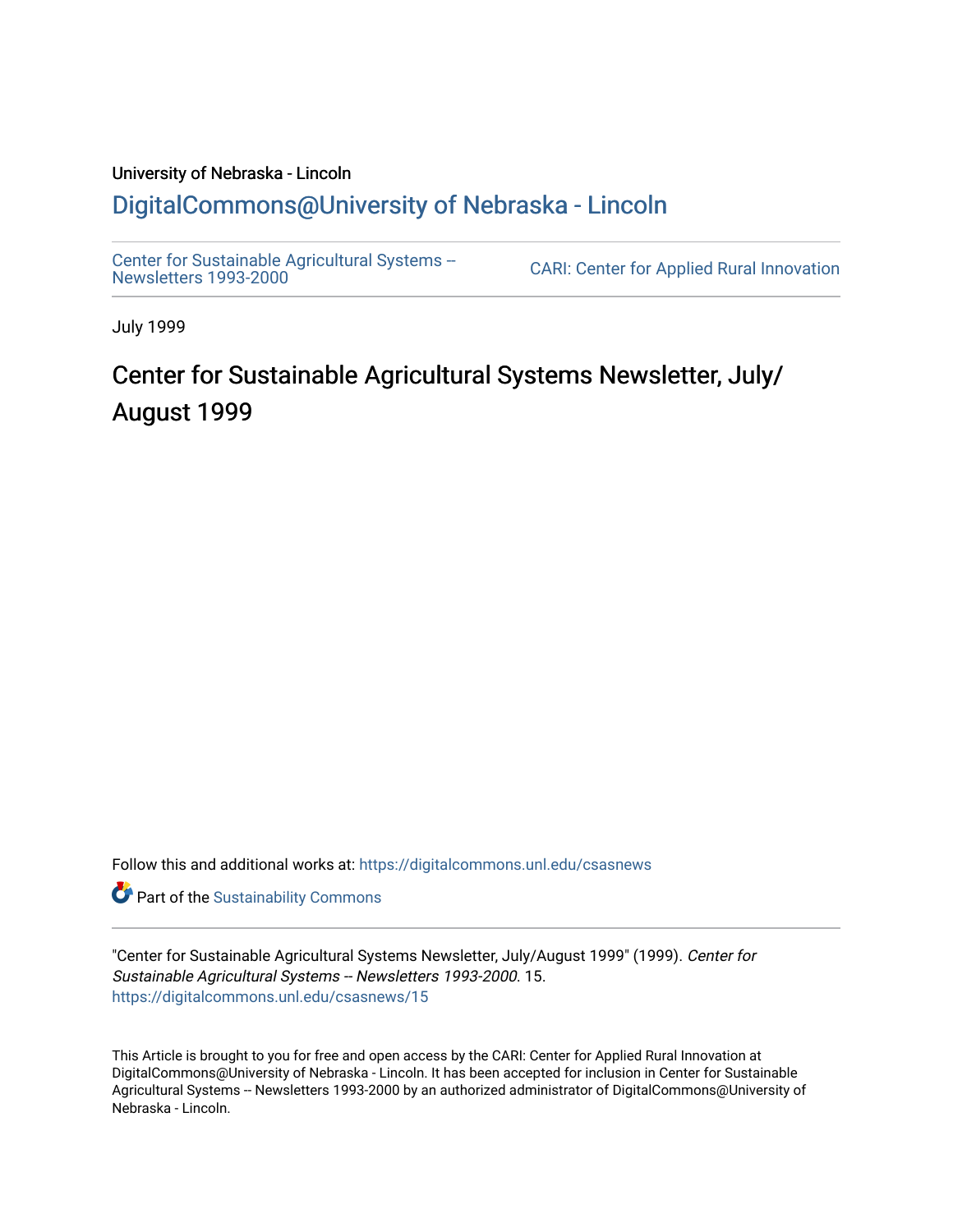University of Nebraska - Lincoln

# DigitalCommons@University of Nebraska - Lincoln

Center for Sustainable Agricultural Systems -- Newsletters 1993-2000

CARI: Center for Applied Rural Innovation

July 1999

## Center for Sustainable Agricultural Systems Newsletter, July/August 1999

Follow this and additional works at: https://digitalcommons.unl.edu/csasnews

Part of the Sustainability Commons

"Center for Sustainable Agricultural Systems Newsletter, July/August 1999" (1999). *Center for Sustainable Agricultural Systems -- Newsletters 1993-2000*. 15.
https://digitalcommons.unl.edu/csasnews/15

This Article is brought to you for free and open access by the CARI: Center for Applied Rural Innovation at DigitalCommons@University of Nebraska - Lincoln. It has been accepted for inclusion in Center for Sustainable Agricultural Systems -- Newsletters 1993-2000 by an authorized administrator of DigitalCommons@University of Nebraska - Lincoln.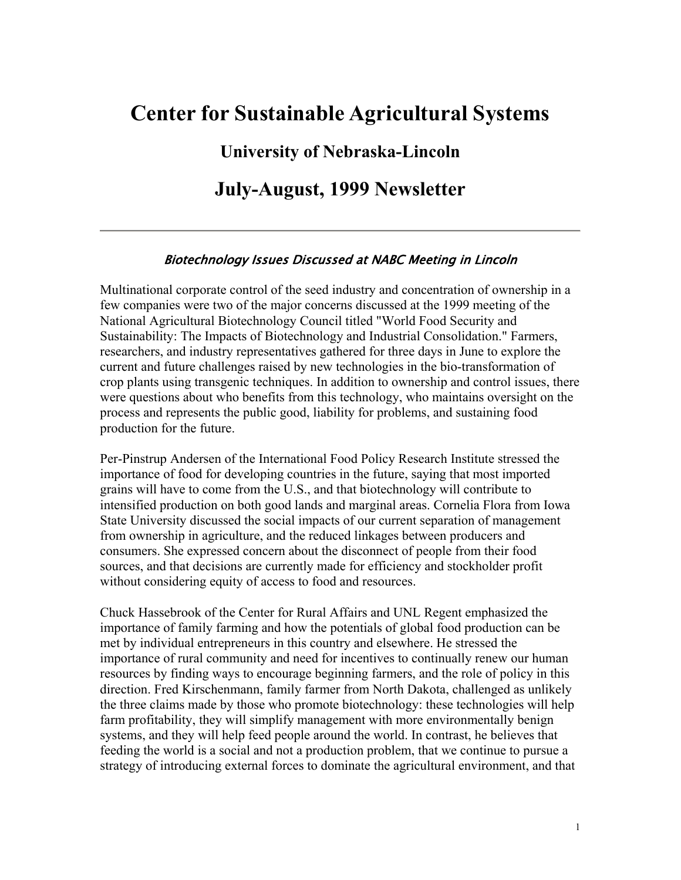# Center for Sustainable Agricultural Systems

## University of Nebraska-Lincoln

## July-August, 1999 Newsletter

---

### *Biotechnology Issues Discussed at NABC Meeting in Lincoln*

Multinational corporate control of the seed industry and concentration of ownership in a few companies were two of the major concerns discussed at the 1999 meeting of the National Agricultural Biotechnology Council titled "World Food Security and Sustainability: The Impacts of Biotechnology and Industrial Consolidation." Farmers, researchers, and industry representatives gathered for three days in June to explore the current and future challenges raised by new technologies in the bio-transformation of crop plants using transgenic techniques. In addition to ownership and control issues, there were questions about who benefits from this technology, who maintains oversight on the process and represents the public good, liability for problems, and sustaining food production for the future.

Per-Pinstrup Andersen of the International Food Policy Research Institute stressed the importance of food for developing countries in the future, saying that most imported grains will have to come from the U.S., and that biotechnology will contribute to intensified production on both good lands and marginal areas. Cornelia Flora from Iowa State University discussed the social impacts of our current separation of management from ownership in agriculture, and the reduced linkages between producers and consumers. She expressed concern about the disconnect of people from their food sources, and that decisions are currently made for efficiency and stockholder profit without considering equity of access to food and resources.

Chuck Hassebrook of the Center for Rural Affairs and UNL Regent emphasized the importance of family farming and how the potentials of global food production can be met by individual entrepreneurs in this country and elsewhere. He stressed the importance of rural community and need for incentives to continually renew our human resources by finding ways to encourage beginning farmers, and the role of policy in this direction. Fred Kirschenmann, family farmer from North Dakota, challenged as unlikely the three claims made by those who promote biotechnology: these technologies will help farm profitability, they will simplify management with more environmentally benign systems, and they will help feed people around the world. In contrast, he believes that feeding the world is a social and not a production problem, that we continue to pursue a strategy of introducing external forces to dominate the agricultural environment, and that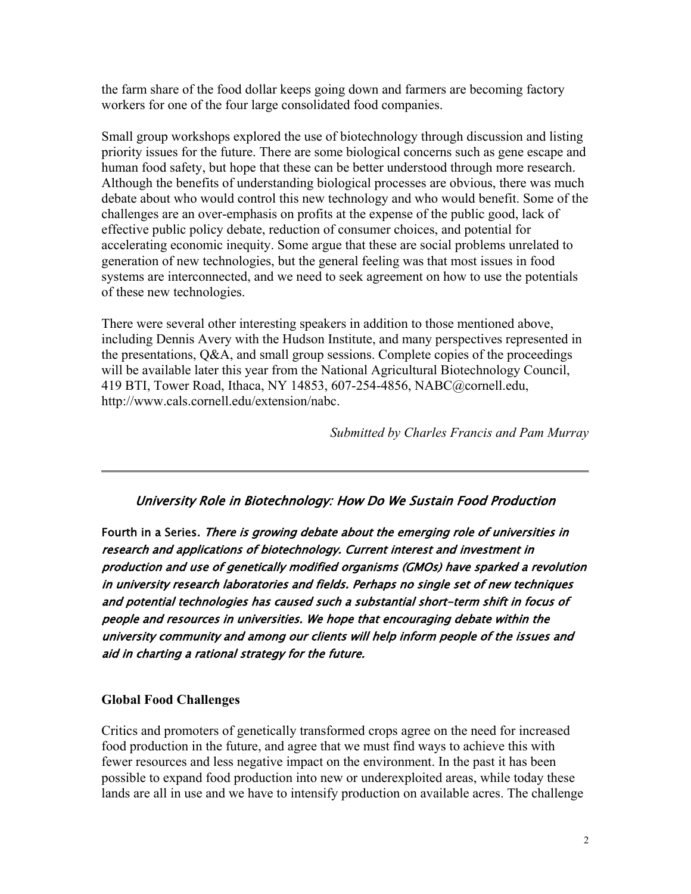the farm share of the food dollar keeps going down and farmers are becoming factory workers for one of the four large consolidated food companies.

Small group workshops explored the use of biotechnology through discussion and listing priority issues for the future. There are some biological concerns such as gene escape and human food safety, but hope that these can be better understood through more research. Although the benefits of understanding biological processes are obvious, there was much debate about who would control this new technology and who would benefit. Some of the challenges are an over-emphasis on profits at the expense of the public good, lack of effective public policy debate, reduction of consumer choices, and potential for accelerating economic inequity. Some argue that these are social problems unrelated to generation of new technologies, but the general feeling was that most issues in food systems are interconnected, and we need to seek agreement on how to use the potentials of these new technologies.

There were several other interesting speakers in addition to those mentioned above, including Dennis Avery with the Hudson Institute, and many perspectives represented in the presentations, Q&A, and small group sessions. Complete copies of the proceedings will be available later this year from the National Agricultural Biotechnology Council, 419 BTI, Tower Road, Ithaca, NY 14853, 607-254-4856, NABC@cornell.edu, http://www.cals.cornell.edu/extension/nabc.

*Submitted by Charles Francis and Pam Murray*

---

## *University Role in Biotechnology: How Do We Sustain Food Production*

**Fourth in a Series.** ***There is growing debate about the emerging role of universities in research and applications of biotechnology. Current interest and investment in production and use of genetically modified organisms (GMOs) have sparked a revolution in university research laboratories and fields. Perhaps no single set of new techniques and potential technologies has caused such a substantial short-term shift in focus of people and resources in universities. We hope that encouraging debate within the university community and among our clients will help inform people of the issues and aid in charting a rational strategy for the future.***

### Global Food Challenges

Critics and promoters of genetically transformed crops agree on the need for increased food production in the future, and agree that we must find ways to achieve this with fewer resources and less negative impact on the environment. In the past it has been possible to expand food production into new or underexploited areas, while today these lands are all in use and we have to intensify production on available acres. The challenge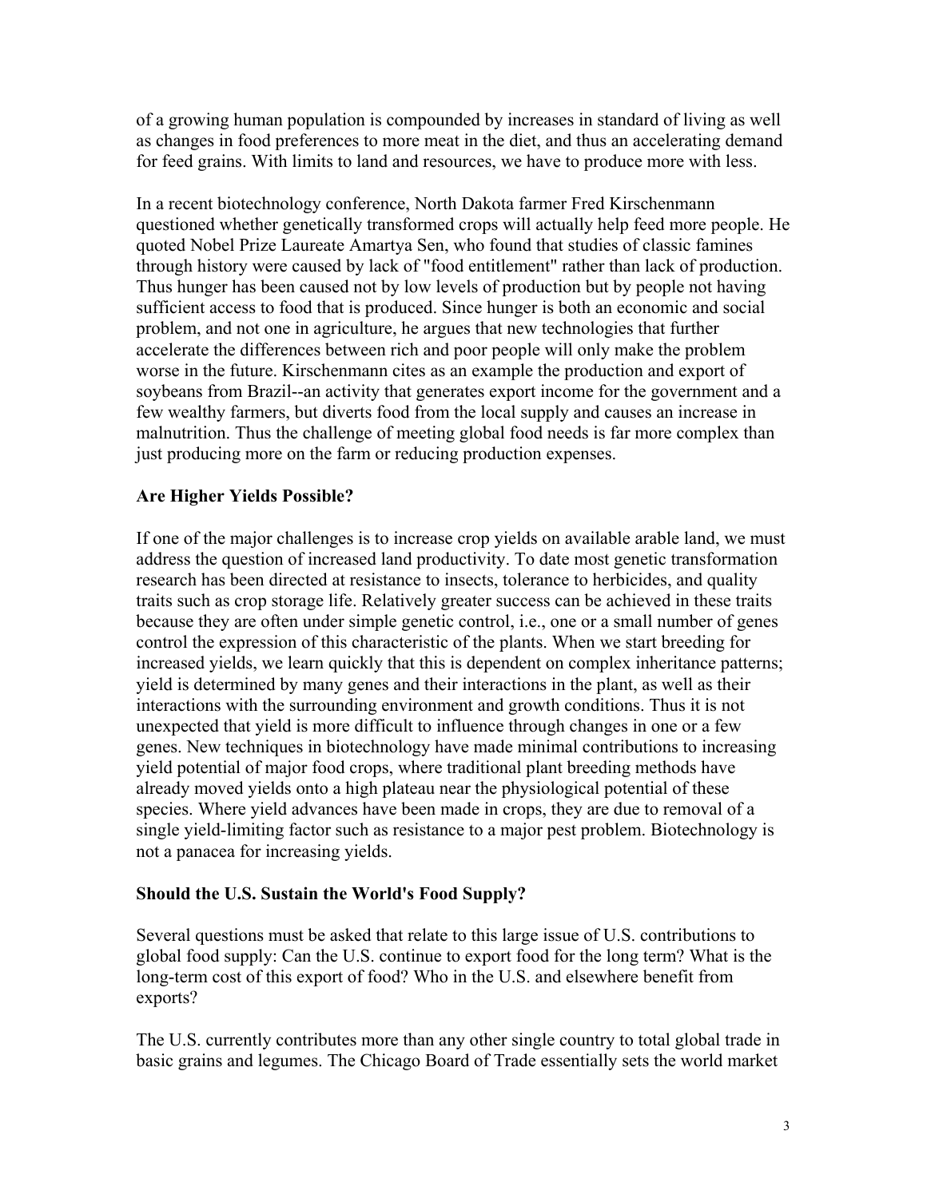of a growing human population is compounded by increases in standard of living as well as changes in food preferences to more meat in the diet, and thus an accelerating demand for feed grains. With limits to land and resources, we have to produce more with less.

In a recent biotechnology conference, North Dakota farmer Fred Kirschenmann questioned whether genetically transformed crops will actually help feed more people. He quoted Nobel Prize Laureate Amartya Sen, who found that studies of classic famines through history were caused by lack of "food entitlement" rather than lack of production. Thus hunger has been caused not by low levels of production but by people not having sufficient access to food that is produced. Since hunger is both an economic and social problem, and not one in agriculture, he argues that new technologies that further accelerate the differences between rich and poor people will only make the problem worse in the future. Kirschenmann cites as an example the production and export of soybeans from Brazil--an activity that generates export income for the government and a few wealthy farmers, but diverts food from the local supply and causes an increase in malnutrition. Thus the challenge of meeting global food needs is far more complex than just producing more on the farm or reducing production expenses.

**Are Higher Yields Possible?**

If one of the major challenges is to increase crop yields on available arable land, we must address the question of increased land productivity. To date most genetic transformation research has been directed at resistance to insects, tolerance to herbicides, and quality traits such as crop storage life. Relatively greater success can be achieved in these traits because they are often under simple genetic control, i.e., one or a small number of genes control the expression of this characteristic of the plants. When we start breeding for increased yields, we learn quickly that this is dependent on complex inheritance patterns; yield is determined by many genes and their interactions in the plant, as well as their interactions with the surrounding environment and growth conditions. Thus it is not unexpected that yield is more difficult to influence through changes in one or a few genes. New techniques in biotechnology have made minimal contributions to increasing yield potential of major food crops, where traditional plant breeding methods have already moved yields onto a high plateau near the physiological potential of these species. Where yield advances have been made in crops, they are due to removal of a single yield-limiting factor such as resistance to a major pest problem. Biotechnology is not a panacea for increasing yields.

**Should the U.S. Sustain the World's Food Supply?**

Several questions must be asked that relate to this large issue of U.S. contributions to global food supply: Can the U.S. continue to export food for the long term? What is the long-term cost of this export of food? Who in the U.S. and elsewhere benefit from exports?

The U.S. currently contributes more than any other single country to total global trade in basic grains and legumes. The Chicago Board of Trade essentially sets the world market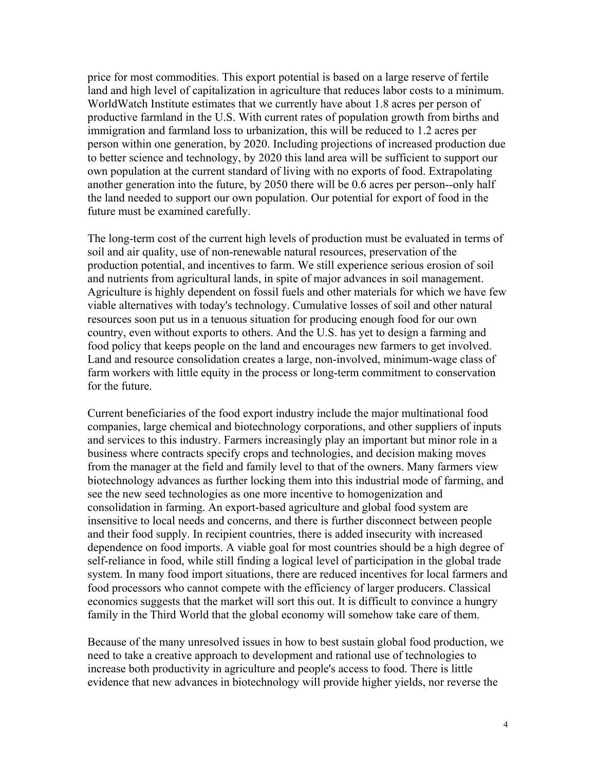price for most commodities. This export potential is based on a large reserve of fertile land and high level of capitalization in agriculture that reduces labor costs to a minimum. WorldWatch Institute estimates that we currently have about 1.8 acres per person of productive farmland in the U.S. With current rates of population growth from births and immigration and farmland loss to urbanization, this will be reduced to 1.2 acres per person within one generation, by 2020. Including projections of increased production due to better science and technology, by 2020 this land area will be sufficient to support our own population at the current standard of living with no exports of food. Extrapolating another generation into the future, by 2050 there will be 0.6 acres per person--only half the land needed to support our own population. Our potential for export of food in the future must be examined carefully.

The long-term cost of the current high levels of production must be evaluated in terms of soil and air quality, use of non-renewable natural resources, preservation of the production potential, and incentives to farm. We still experience serious erosion of soil and nutrients from agricultural lands, in spite of major advances in soil management. Agriculture is highly dependent on fossil fuels and other materials for which we have few viable alternatives with today's technology. Cumulative losses of soil and other natural resources soon put us in a tenuous situation for producing enough food for our own country, even without exports to others. And the U.S. has yet to design a farming and food policy that keeps people on the land and encourages new farmers to get involved. Land and resource consolidation creates a large, non-involved, minimum-wage class of farm workers with little equity in the process or long-term commitment to conservation for the future.

Current beneficiaries of the food export industry include the major multinational food companies, large chemical and biotechnology corporations, and other suppliers of inputs and services to this industry. Farmers increasingly play an important but minor role in a business where contracts specify crops and technologies, and decision making moves from the manager at the field and family level to that of the owners. Many farmers view biotechnology advances as further locking them into this industrial mode of farming, and see the new seed technologies as one more incentive to homogenization and consolidation in farming. An export-based agriculture and global food system are insensitive to local needs and concerns, and there is further disconnect between people and their food supply. In recipient countries, there is added insecurity with increased dependence on food imports. A viable goal for most countries should be a high degree of self-reliance in food, while still finding a logical level of participation in the global trade system. In many food import situations, there are reduced incentives for local farmers and food processors who cannot compete with the efficiency of larger producers. Classical economics suggests that the market will sort this out. It is difficult to convince a hungry family in the Third World that the global economy will somehow take care of them.

Because of the many unresolved issues in how to best sustain global food production, we need to take a creative approach to development and rational use of technologies to increase both productivity in agriculture and people's access to food. There is little evidence that new advances in biotechnology will provide higher yields, nor reverse the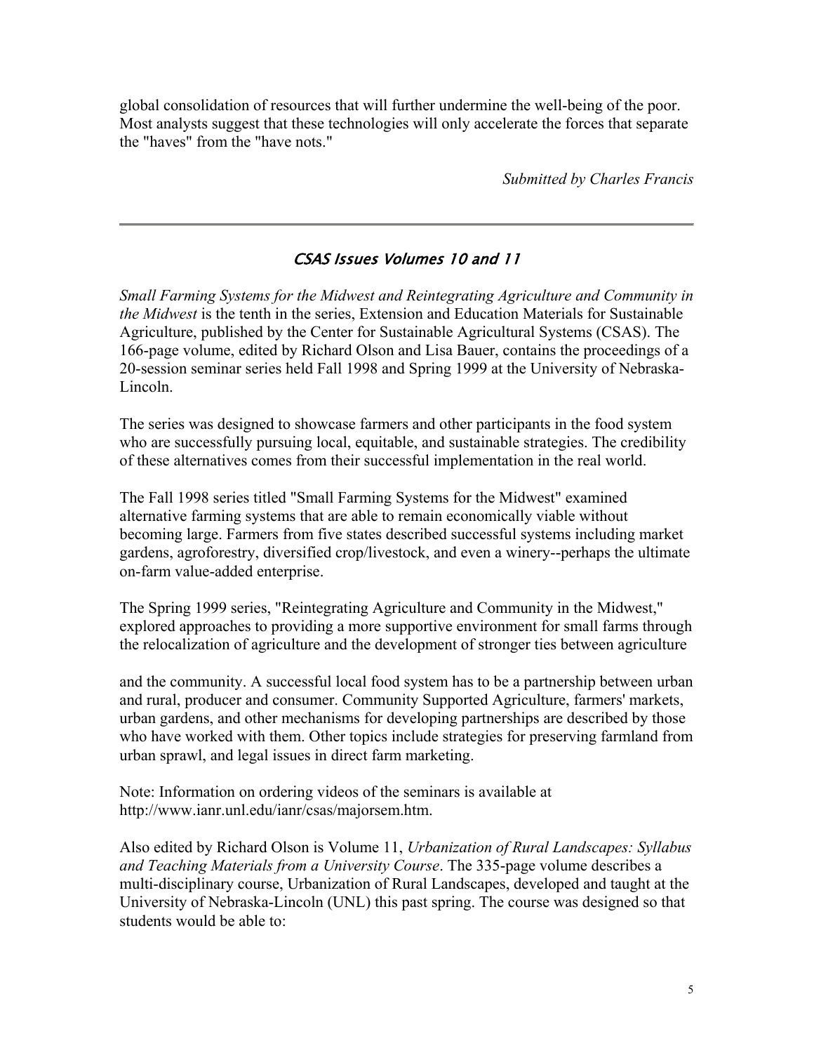global consolidation of resources that will further undermine the well-being of the poor. Most analysts suggest that these technologies will only accelerate the forces that separate the "haves" from the "have nots."

*Submitted by Charles Francis*

---

## *CSAS Issues Volumes 10 and 11*

*Small Farming Systems for the Midwest and Reintegrating Agriculture and Community in the Midwest* is the tenth in the series, Extension and Education Materials for Sustainable Agriculture, published by the Center for Sustainable Agricultural Systems (CSAS). The 166-page volume, edited by Richard Olson and Lisa Bauer, contains the proceedings of a 20-session seminar series held Fall 1998 and Spring 1999 at the University of Nebraska-Lincoln.

The series was designed to showcase farmers and other participants in the food system who are successfully pursuing local, equitable, and sustainable strategies. The credibility of these alternatives comes from their successful implementation in the real world.

The Fall 1998 series titled "Small Farming Systems for the Midwest" examined alternative farming systems that are able to remain economically viable without becoming large. Farmers from five states described successful systems including market gardens, agroforestry, diversified crop/livestock, and even a winery--perhaps the ultimate on-farm value-added enterprise.

The Spring 1999 series, "Reintegrating Agriculture and Community in the Midwest," explored approaches to providing a more supportive environment for small farms through the relocalization of agriculture and the development of stronger ties between agriculture and the community. A successful local food system has to be a partnership between urban and rural, producer and consumer. Community Supported Agriculture, farmers' markets, urban gardens, and other mechanisms for developing partnerships are described by those who have worked with them. Other topics include strategies for preserving farmland from urban sprawl, and legal issues in direct farm marketing.

Note: Information on ordering videos of the seminars is available at http://www.ianr.unl.edu/ianr/csas/majorsem.htm.

Also edited by Richard Olson is Volume 11, *Urbanization of Rural Landscapes: Syllabus and Teaching Materials from a University Course*. The 335-page volume describes a multi-disciplinary course, Urbanization of Rural Landscapes, developed and taught at the University of Nebraska-Lincoln (UNL) this past spring. The course was designed so that students would be able to: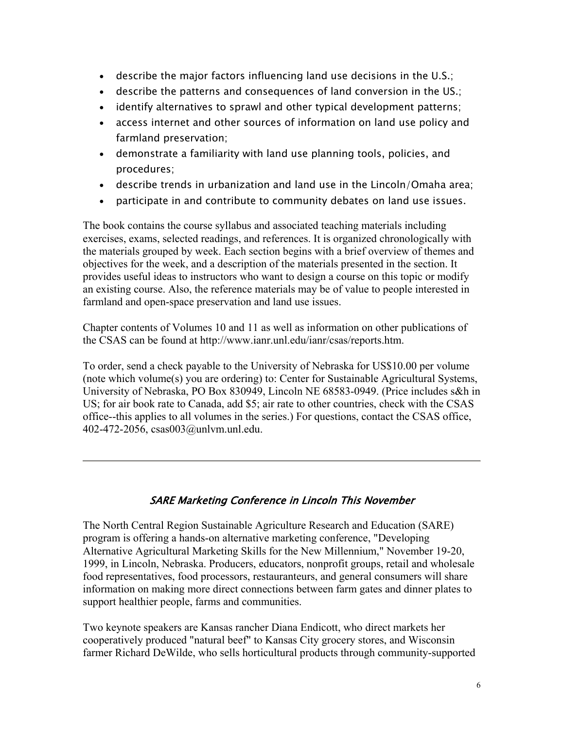- describe the major factors influencing land use decisions in the U.S.;
- describe the patterns and consequences of land conversion in the US.;
- identify alternatives to sprawl and other typical development patterns;
- access internet and other sources of information on land use policy and farmland preservation;
- demonstrate a familiarity with land use planning tools, policies, and procedures;
- describe trends in urbanization and land use in the Lincoln/Omaha area;
- participate in and contribute to community debates on land use issues.

The book contains the course syllabus and associated teaching materials including exercises, exams, selected readings, and references. It is organized chronologically with the materials grouped by week. Each section begins with a brief overview of themes and objectives for the week, and a description of the materials presented in the section. It provides useful ideas to instructors who want to design a course on this topic or modify an existing course. Also, the reference materials may be of value to people interested in farmland and open-space preservation and land use issues.

Chapter contents of Volumes 10 and 11 as well as information on other publications of the CSAS can be found at http://www.ianr.unl.edu/ianr/csas/reports.htm.

To order, send a check payable to the University of Nebraska for US$10.00 per volume (note which volume(s) you are ordering) to: Center for Sustainable Agricultural Systems, University of Nebraska, PO Box 830949, Lincoln NE 68583-0949. (Price includes s&h in US; for air book rate to Canada, add $5; air rate to other countries, check with the CSAS office--this applies to all volumes in the series.) For questions, contact the CSAS office, 402-472-2056, csas003@unlvm.unl.edu.

---

## *SARE Marketing Conference in Lincoln This November*

The North Central Region Sustainable Agriculture Research and Education (SARE) program is offering a hands-on alternative marketing conference, "Developing Alternative Agricultural Marketing Skills for the New Millennium," November 19-20, 1999, in Lincoln, Nebraska. Producers, educators, nonprofit groups, retail and wholesale food representatives, food processors, restauranteurs, and general consumers will share information on making more direct connections between farm gates and dinner plates to support healthier people, farms and communities.

Two keynote speakers are Kansas rancher Diana Endicott, who direct markets her cooperatively produced "natural beef" to Kansas City grocery stores, and Wisconsin farmer Richard DeWilde, who sells horticultural products through community-supported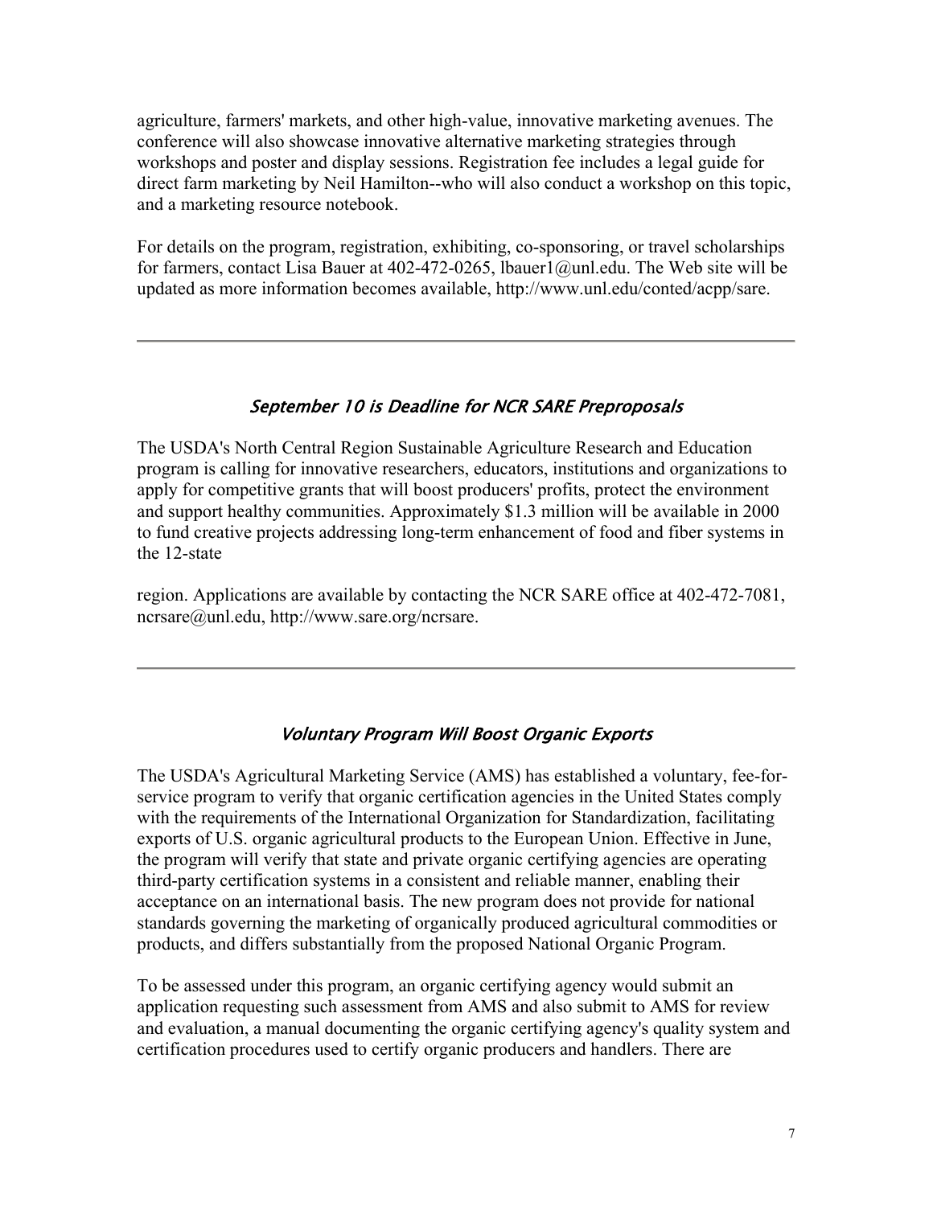agriculture, farmers' markets, and other high-value, innovative marketing avenues. The conference will also showcase innovative alternative marketing strategies through workshops and poster and display sessions. Registration fee includes a legal guide for direct farm marketing by Neil Hamilton--who will also conduct a workshop on this topic, and a marketing resource notebook.

For details on the program, registration, exhibiting, co-sponsoring, or travel scholarships for farmers, contact Lisa Bauer at 402-472-0265, lbauer1@unl.edu. The Web site will be updated as more information becomes available, http://www.unl.edu/conted/acpp/sare.

---

### *September 10 is Deadline for NCR SARE Preproposals*

The USDA's North Central Region Sustainable Agriculture Research and Education program is calling for innovative researchers, educators, institutions and organizations to apply for competitive grants that will boost producers' profits, protect the environment and support healthy communities. Approximately $1.3 million will be available in 2000 to fund creative projects addressing long-term enhancement of food and fiber systems in the 12-state region. Applications are available by contacting the NCR SARE office at 402-472-7081, ncrsare@unl.edu, http://www.sare.org/ncrsare.

---

### *Voluntary Program Will Boost Organic Exports*

The USDA's Agricultural Marketing Service (AMS) has established a voluntary, fee-for-service program to verify that organic certification agencies in the United States comply with the requirements of the International Organization for Standardization, facilitating exports of U.S. organic agricultural products to the European Union. Effective in June, the program will verify that state and private organic certifying agencies are operating third-party certification systems in a consistent and reliable manner, enabling their acceptance on an international basis. The new program does not provide for national standards governing the marketing of organically produced agricultural commodities or products, and differs substantially from the proposed National Organic Program.

To be assessed under this program, an organic certifying agency would submit an application requesting such assessment from AMS and also submit to AMS for review and evaluation, a manual documenting the organic certifying agency's quality system and certification procedures used to certify organic producers and handlers. There are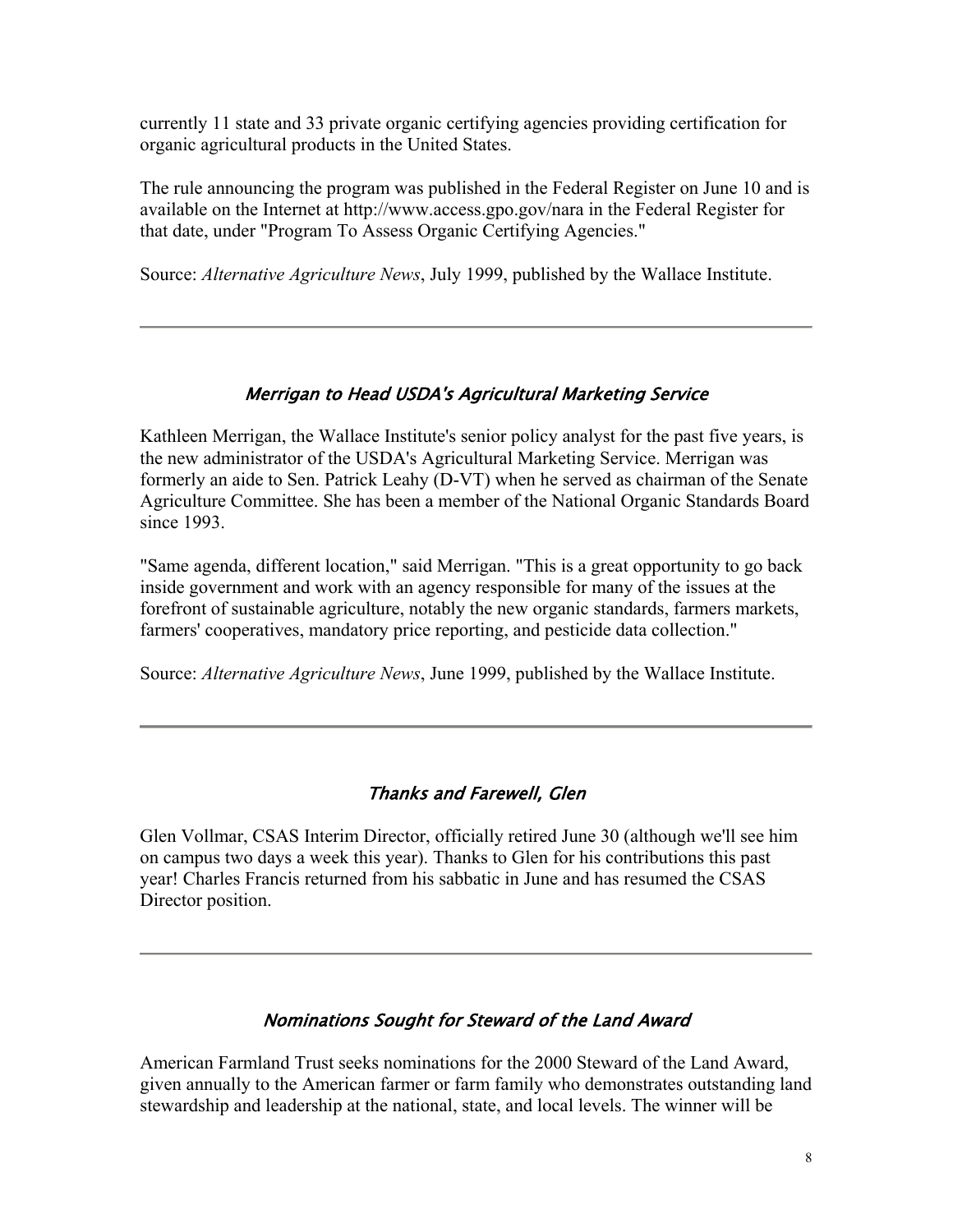currently 11 state and 33 private organic certifying agencies providing certification for organic agricultural products in the United States.

The rule announcing the program was published in the Federal Register on June 10 and is available on the Internet at http://www.access.gpo.gov/nara in the Federal Register for that date, under "Program To Assess Organic Certifying Agencies."

Source: *Alternative Agriculture News*, July 1999, published by the Wallace Institute.

---

### *Merrigan to Head USDA's Agricultural Marketing Service*

Kathleen Merrigan, the Wallace Institute's senior policy analyst for the past five years, is the new administrator of the USDA's Agricultural Marketing Service. Merrigan was formerly an aide to Sen. Patrick Leahy (D-VT) when he served as chairman of the Senate Agriculture Committee. She has been a member of the National Organic Standards Board since 1993.

"Same agenda, different location," said Merrigan. "This is a great opportunity to go back inside government and work with an agency responsible for many of the issues at the forefront of sustainable agriculture, notably the new organic standards, farmers markets, farmers' cooperatives, mandatory price reporting, and pesticide data collection."

Source: *Alternative Agriculture News*, June 1999, published by the Wallace Institute.

---

### *Thanks and Farewell, Glen*

Glen Vollmar, CSAS Interim Director, officially retired June 30 (although we'll see him on campus two days a week this year). Thanks to Glen for his contributions this past year! Charles Francis returned from his sabbatic in June and has resumed the CSAS Director position.

---

### *Nominations Sought for Steward of the Land Award*

American Farmland Trust seeks nominations for the 2000 Steward of the Land Award, given annually to the American farmer or farm family who demonstrates outstanding land stewardship and leadership at the national, state, and local levels. The winner will be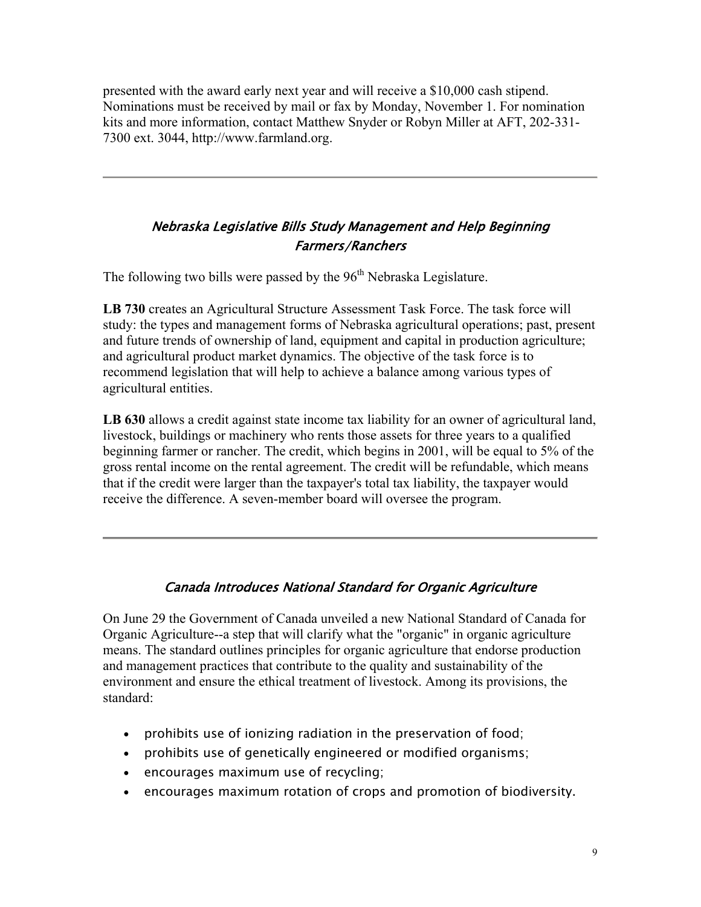presented with the award early next year and will receive a $10,000 cash stipend. Nominations must be received by mail or fax by Monday, November 1. For nomination kits and more information, contact Matthew Snyder or Robyn Miller at AFT, 202-331-7300 ext. 3044, http://www.farmland.org.

---

## *Nebraska Legislative Bills Study Management and Help Beginning Farmers/Ranchers*

The following two bills were passed by the 96th Nebraska Legislature.

**LB 730** creates an Agricultural Structure Assessment Task Force. The task force will study: the types and management forms of Nebraska agricultural operations; past, present and future trends of ownership of land, equipment and capital in production agriculture; and agricultural product market dynamics. The objective of the task force is to recommend legislation that will help to achieve a balance among various types of agricultural entities.

**LB 630** allows a credit against state income tax liability for an owner of agricultural land, livestock, buildings or machinery who rents those assets for three years to a qualified beginning farmer or rancher. The credit, which begins in 2001, will be equal to 5% of the gross rental income on the rental agreement. The credit will be refundable, which means that if the credit were larger than the taxpayer's total tax liability, the taxpayer would receive the difference. A seven-member board will oversee the program.

---

## *Canada Introduces National Standard for Organic Agriculture*

On June 29 the Government of Canada unveiled a new National Standard of Canada for Organic Agriculture--a step that will clarify what the "organic" in organic agriculture means. The standard outlines principles for organic agriculture that endorse production and management practices that contribute to the quality and sustainability of the environment and ensure the ethical treatment of livestock. Among its provisions, the standard:

- prohibits use of ionizing radiation in the preservation of food;
- prohibits use of genetically engineered or modified organisms;
- encourages maximum use of recycling;
- encourages maximum rotation of crops and promotion of biodiversity.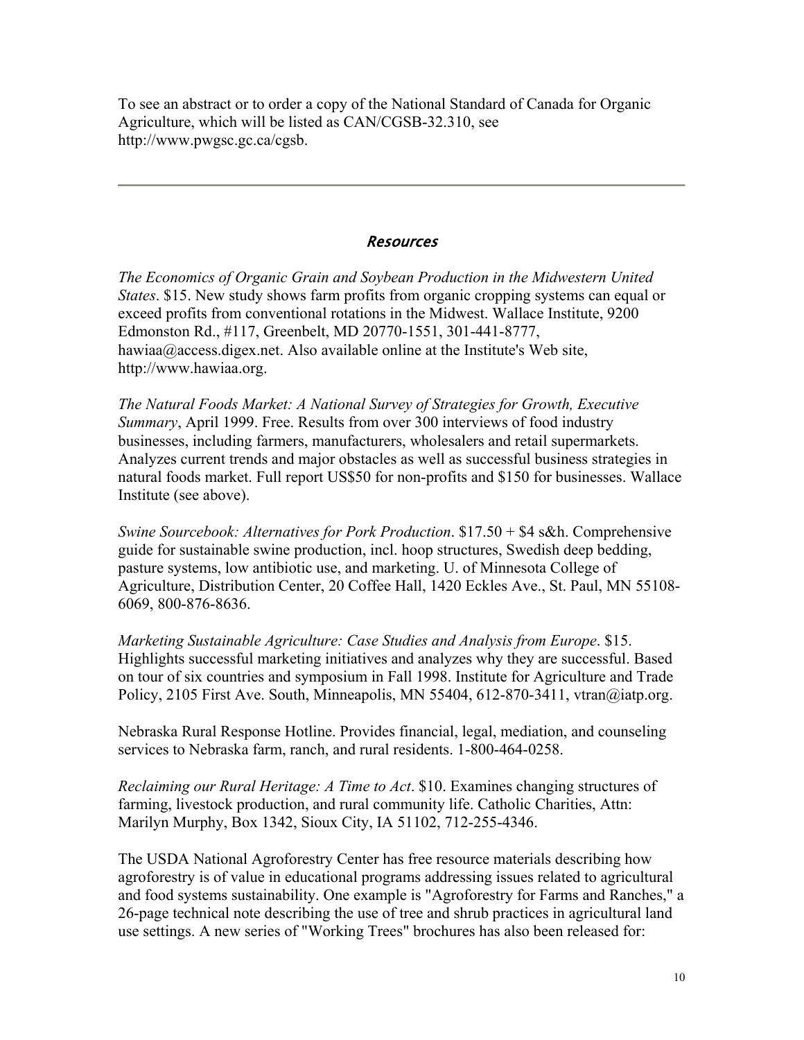To see an abstract or to order a copy of the National Standard of Canada for Organic Agriculture, which will be listed as CAN/CGSB-32.310, see http://www.pwgsc.gc.ca/cgsb.

---

## *Resources*

*The Economics of Organic Grain and Soybean Production in the Midwestern United States*. $15. New study shows farm profits from organic cropping systems can equal or exceed profits from conventional rotations in the Midwest. Wallace Institute, 9200 Edmonston Rd., #117, Greenbelt, MD 20770-1551, 301-441-8777, hawiaa@access.digex.net. Also available online at the Institute's Web site, http://www.hawiaa.org.

*The Natural Foods Market: A National Survey of Strategies for Growth, Executive Summary*, April 1999. Free. Results from over 300 interviews of food industry businesses, including farmers, manufacturers, wholesalers and retail supermarkets. Analyzes current trends and major obstacles as well as successful business strategies in natural foods market. Full report US$50 for non-profits and $150 for businesses. Wallace Institute (see above).

*Swine Sourcebook: Alternatives for Pork Production*. $17.50 + $4 s&h. Comprehensive guide for sustainable swine production, incl. hoop structures, Swedish deep bedding, pasture systems, low antibiotic use, and marketing. U. of Minnesota College of Agriculture, Distribution Center, 20 Coffee Hall, 1420 Eckles Ave., St. Paul, MN 55108-6069, 800-876-8636.

*Marketing Sustainable Agriculture: Case Studies and Analysis from Europe*. $15. Highlights successful marketing initiatives and analyzes why they are successful. Based on tour of six countries and symposium in Fall 1998. Institute for Agriculture and Trade Policy, 2105 First Ave. South, Minneapolis, MN 55404, 612-870-3411, vtran@iatp.org.

Nebraska Rural Response Hotline. Provides financial, legal, mediation, and counseling services to Nebraska farm, ranch, and rural residents. 1-800-464-0258.

*Reclaiming our Rural Heritage: A Time to Act*. $10. Examines changing structures of farming, livestock production, and rural community life. Catholic Charities, Attn: Marilyn Murphy, Box 1342, Sioux City, IA 51102, 712-255-4346.

The USDA National Agroforestry Center has free resource materials describing how agroforestry is of value in educational programs addressing issues related to agricultural and food systems sustainability. One example is "Agroforestry for Farms and Ranches," a 26-page technical note describing the use of tree and shrub practices in agricultural land use settings. A new series of "Working Trees" brochures has also been released for: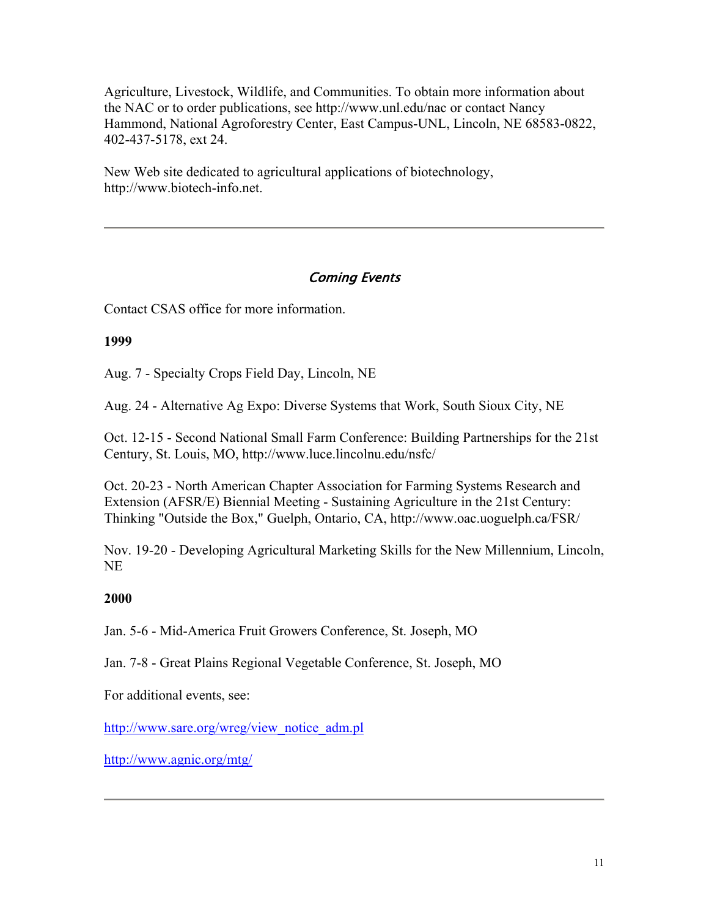Agriculture, Livestock, Wildlife, and Communities. To obtain more information about the NAC or to order publications, see http://www.unl.edu/nac or contact Nancy Hammond, National Agroforestry Center, East Campus-UNL, Lincoln, NE 68583-0822, 402-437-5178, ext 24.

New Web site dedicated to agricultural applications of biotechnology, http://www.biotech-info.net.

---

## *Coming Events*

Contact CSAS office for more information.

**1999**

Aug. 7 - Specialty Crops Field Day, Lincoln, NE

Aug. 24 - Alternative Ag Expo: Diverse Systems that Work, South Sioux City, NE

Oct. 12-15 - Second National Small Farm Conference: Building Partnerships for the 21st Century, St. Louis, MO, http://www.luce.lincolnu.edu/nsfc/

Oct. 20-23 - North American Chapter Association for Farming Systems Research and Extension (AFSR/E) Biennial Meeting - Sustaining Agriculture in the 21st Century: Thinking "Outside the Box," Guelph, Ontario, CA, http://www.oac.uoguelph.ca/FSR/

Nov. 19-20 - Developing Agricultural Marketing Skills for the New Millennium, Lincoln, NE

**2000**

Jan. 5-6 - Mid-America Fruit Growers Conference, St. Joseph, MO

Jan. 7-8 - Great Plains Regional Vegetable Conference, St. Joseph, MO

For additional events, see:

http://www.sare.org/wreg/view_notice_adm.pl

http://www.agnic.org/mtg/

---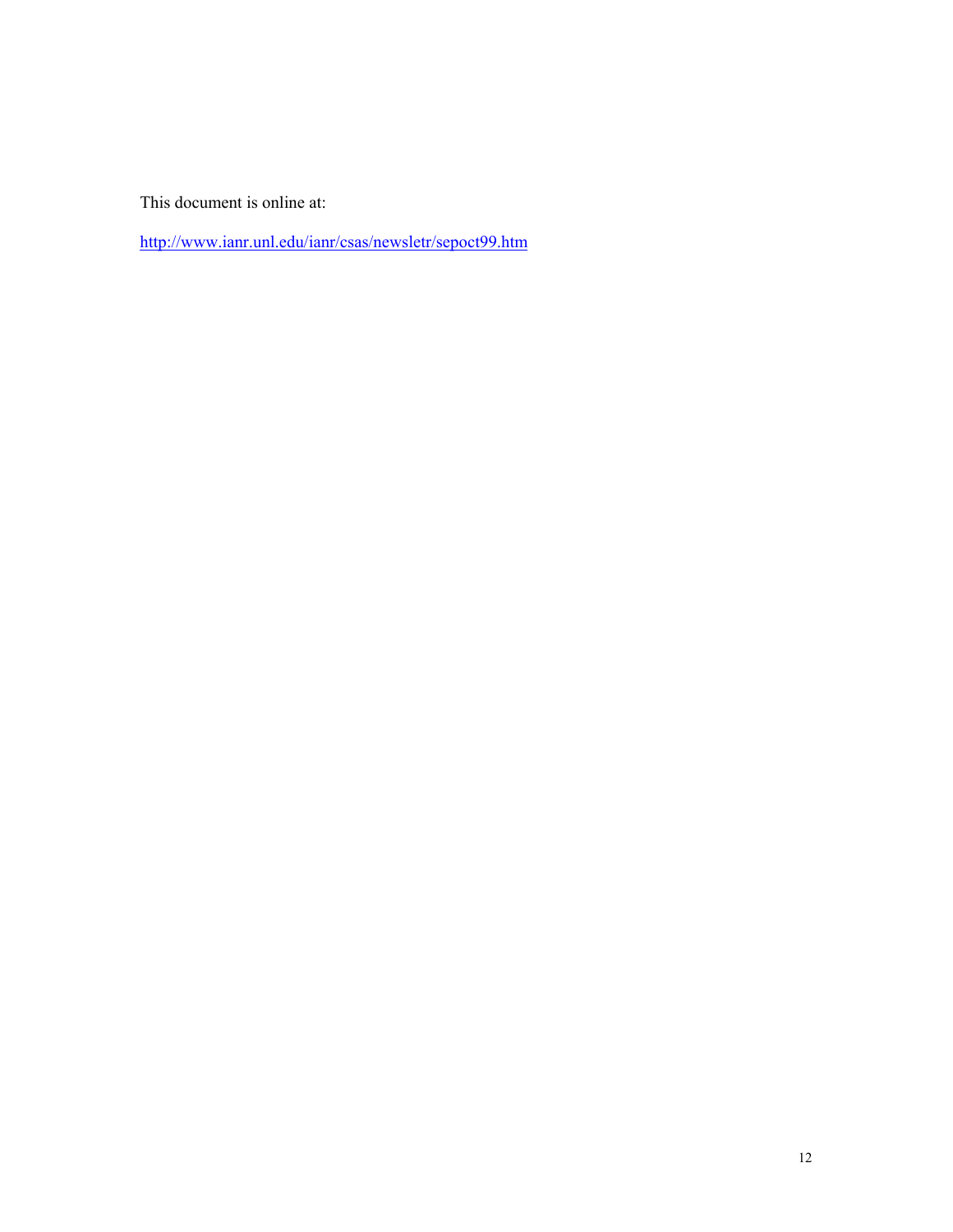This document is online at:

http://www.ianr.unl.edu/ianr/csas/newsletr/sepoct99.htm